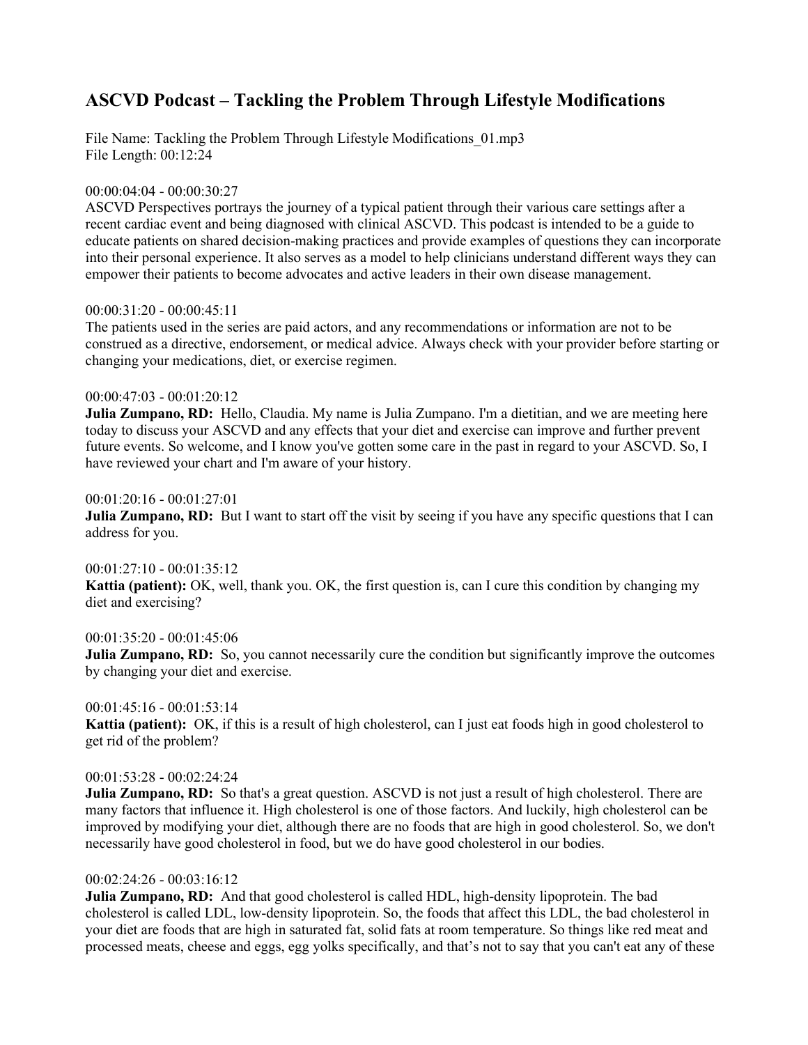# ASCVD Podcast – Tackling the Problem Through Lifestyle Modifications

File Name: Tackling the Problem Through Lifestyle Modifications_01.mp3
File Length: 00:12:24

00:00:04:04 - 00:00:30:27
ASCVD Perspectives portrays the journey of a typical patient through their various care settings after a recent cardiac event and being diagnosed with clinical ASCVD. This podcast is intended to be a guide to educate patients on shared decision-making practices and provide examples of questions they can incorporate into their personal experience. It also serves as a model to help clinicians understand different ways they can empower their patients to become advocates and active leaders in their own disease management.

00:00:31:20 - 00:00:45:11
The patients used in the series are paid actors, and any recommendations or information are not to be construed as a directive, endorsement, or medical advice. Always check with your provider before starting or changing your medications, diet, or exercise regimen.

00:00:47:03 - 00:01:20:12
**Julia Zumpano, RD:** Hello, Claudia. My name is Julia Zumpano. I'm a dietitian, and we are meeting here today to discuss your ASCVD and any effects that your diet and exercise can improve and further prevent future events. So welcome, and I know you've gotten some care in the past in regard to your ASCVD. So, I have reviewed your chart and I'm aware of your history.

00:01:20:16 - 00:01:27:01
**Julia Zumpano, RD:** But I want to start off the visit by seeing if you have any specific questions that I can address for you.

00:01:27:10 - 00:01:35:12
**Kattia (patient):** OK, well, thank you. OK, the first question is, can I cure this condition by changing my diet and exercising?

00:01:35:20 - 00:01:45:06
**Julia Zumpano, RD:** So, you cannot necessarily cure the condition but significantly improve the outcomes by changing your diet and exercise.

00:01:45:16 - 00:01:53:14
**Kattia (patient):** OK, if this is a result of high cholesterol, can I just eat foods high in good cholesterol to get rid of the problem?

00:01:53:28 - 00:02:24:24
**Julia Zumpano, RD:** So that's a great question. ASCVD is not just a result of high cholesterol. There are many factors that influence it. High cholesterol is one of those factors. And luckily, high cholesterol can be improved by modifying your diet, although there are no foods that are high in good cholesterol. So, we don't necessarily have good cholesterol in food, but we do have good cholesterol in our bodies.

00:02:24:26 - 00:03:16:12
**Julia Zumpano, RD:** And that good cholesterol is called HDL, high-density lipoprotein. The bad cholesterol is called LDL, low-density lipoprotein. So, the foods that affect this LDL, the bad cholesterol in your diet are foods that are high in saturated fat, solid fats at room temperature. So things like red meat and processed meats, cheese and eggs, egg yolks specifically, and that's not to say that you can't eat any of these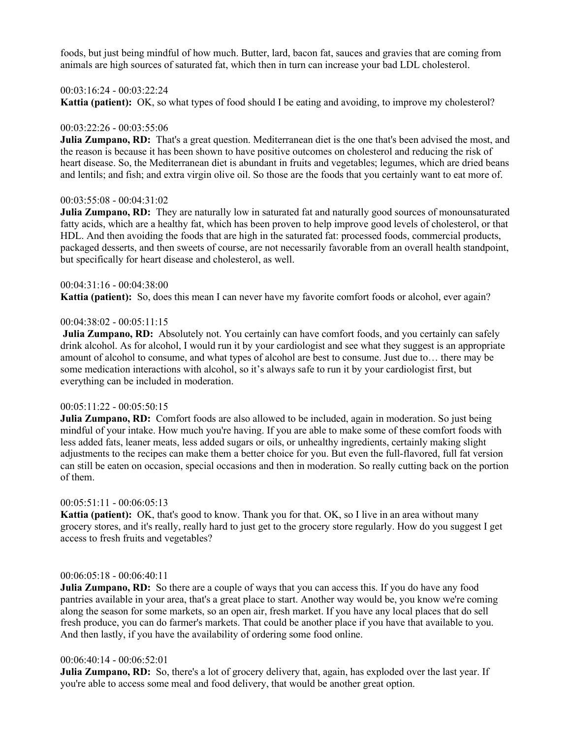foods, but just being mindful of how much. Butter, lard, bacon fat, sauces and gravies that are coming from animals are high sources of saturated fat, which then in turn can increase your bad LDL cholesterol.

00:03:16:24 - 00:03:22:24
**Kattia (patient):** OK, so what types of food should I be eating and avoiding, to improve my cholesterol?

00:03:22:26 - 00:03:55:06
**Julia Zumpano, RD:** That's a great question. Mediterranean diet is the one that's been advised the most, and the reason is because it has been shown to have positive outcomes on cholesterol and reducing the risk of heart disease. So, the Mediterranean diet is abundant in fruits and vegetables; legumes, which are dried beans and lentils; and fish; and extra virgin olive oil. So those are the foods that you certainly want to eat more of.

00:03:55:08 - 00:04:31:02
**Julia Zumpano, RD:** They are naturally low in saturated fat and naturally good sources of monounsaturated fatty acids, which are a healthy fat, which has been proven to help improve good levels of cholesterol, or that HDL. And then avoiding the foods that are high in the saturated fat: processed foods, commercial products, packaged desserts, and then sweets of course, are not necessarily favorable from an overall health standpoint, but specifically for heart disease and cholesterol, as well.

00:04:31:16 - 00:04:38:00
**Kattia (patient):** So, does this mean I can never have my favorite comfort foods or alcohol, ever again?

00:04:38:02 - 00:05:11:15
**Julia Zumpano, RD:** Absolutely not. You certainly can have comfort foods, and you certainly can safely drink alcohol. As for alcohol, I would run it by your cardiologist and see what they suggest is an appropriate amount of alcohol to consume, and what types of alcohol are best to consume. Just due to… there may be some medication interactions with alcohol, so it's always safe to run it by your cardiologist first, but everything can be included in moderation.

00:05:11:22 - 00:05:50:15
**Julia Zumpano, RD:** Comfort foods are also allowed to be included, again in moderation. So just being mindful of your intake. How much you're having. If you are able to make some of these comfort foods with less added fats, leaner meats, less added sugars or oils, or unhealthy ingredients, certainly making slight adjustments to the recipes can make them a better choice for you. But even the full-flavored, full fat version can still be eaten on occasion, special occasions and then in moderation. So really cutting back on the portion of them.

00:05:51:11 - 00:06:05:13
**Kattia (patient):** OK, that's good to know. Thank you for that. OK, so I live in an area without many grocery stores, and it's really, really hard to just get to the grocery store regularly. How do you suggest I get access to fresh fruits and vegetables?

00:06:05:18 - 00:06:40:11
**Julia Zumpano, RD:** So there are a couple of ways that you can access this. If you do have any food pantries available in your area, that's a great place to start. Another way would be, you know we're coming along the season for some markets, so an open air, fresh market. If you have any local places that do sell fresh produce, you can do farmer's markets. That could be another place if you have that available to you. And then lastly, if you have the availability of ordering some food online.

00:06:40:14 - 00:06:52:01
**Julia Zumpano, RD:** So, there's a lot of grocery delivery that, again, has exploded over the last year. If you're able to access some meal and food delivery, that would be another great option.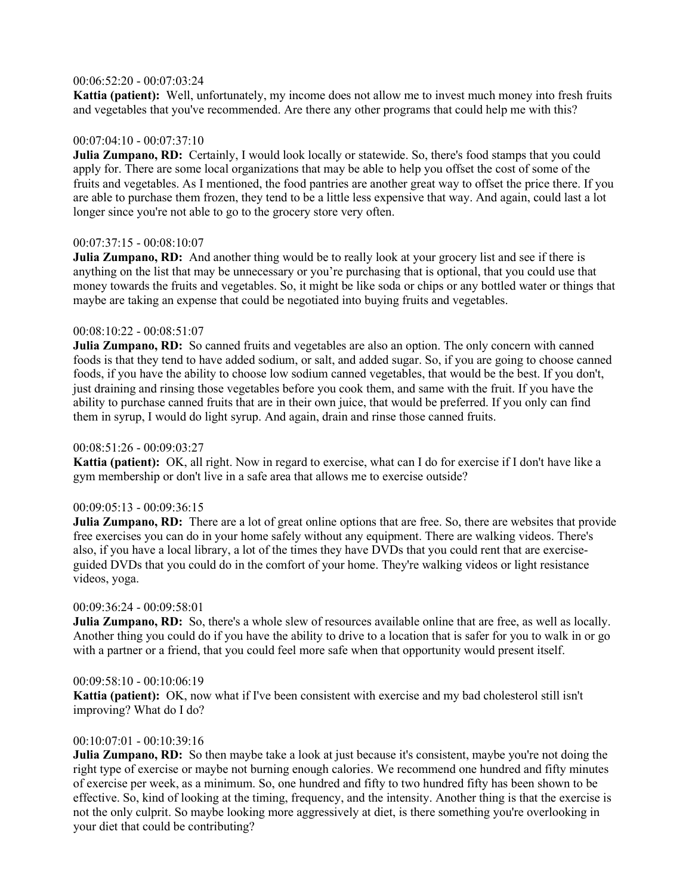00:06:52:20 - 00:07:03:24

**Kattia (patient):** Well, unfortunately, my income does not allow me to invest much money into fresh fruits and vegetables that you've recommended. Are there any other programs that could help me with this?

00:07:04:10 - 00:07:37:10

**Julia Zumpano, RD:** Certainly, I would look locally or statewide. So, there's food stamps that you could apply for. There are some local organizations that may be able to help you offset the cost of some of the fruits and vegetables. As I mentioned, the food pantries are another great way to offset the price there. If you are able to purchase them frozen, they tend to be a little less expensive that way. And again, could last a lot longer since you're not able to go to the grocery store very often.

00:07:37:15 - 00:08:10:07

**Julia Zumpano, RD:** And another thing would be to really look at your grocery list and see if there is anything on the list that may be unnecessary or you're purchasing that is optional, that you could use that money towards the fruits and vegetables. So, it might be like soda or chips or any bottled water or things that maybe are taking an expense that could be negotiated into buying fruits and vegetables.

00:08:10:22 - 00:08:51:07

**Julia Zumpano, RD:** So canned fruits and vegetables are also an option. The only concern with canned foods is that they tend to have added sodium, or salt, and added sugar. So, if you are going to choose canned foods, if you have the ability to choose low sodium canned vegetables, that would be the best. If you don't, just draining and rinsing those vegetables before you cook them, and same with the fruit. If you have the ability to purchase canned fruits that are in their own juice, that would be preferred. If you only can find them in syrup, I would do light syrup. And again, drain and rinse those canned fruits.

00:08:51:26 - 00:09:03:27

**Kattia (patient):** OK, all right. Now in regard to exercise, what can I do for exercise if I don't have like a gym membership or don't live in a safe area that allows me to exercise outside?

00:09:05:13 - 00:09:36:15

**Julia Zumpano, RD:** There are a lot of great online options that are free. So, there are websites that provide free exercises you can do in your home safely without any equipment. There are walking videos. There's also, if you have a local library, a lot of the times they have DVDs that you could rent that are exercise-guided DVDs that you could do in the comfort of your home. They're walking videos or light resistance videos, yoga.

00:09:36:24 - 00:09:58:01

**Julia Zumpano, RD:** So, there's a whole slew of resources available online that are free, as well as locally. Another thing you could do if you have the ability to drive to a location that is safer for you to walk in or go with a partner or a friend, that you could feel more safe when that opportunity would present itself.

00:09:58:10 - 00:10:06:19

**Kattia (patient):** OK, now what if I've been consistent with exercise and my bad cholesterol still isn't improving? What do I do?

00:10:07:01 - 00:10:39:16

**Julia Zumpano, RD:** So then maybe take a look at just because it's consistent, maybe you're not doing the right type of exercise or maybe not burning enough calories. We recommend one hundred and fifty minutes of exercise per week, as a minimum. So, one hundred and fifty to two hundred fifty has been shown to be effective. So, kind of looking at the timing, frequency, and the intensity. Another thing is that the exercise is not the only culprit. So maybe looking more aggressively at diet, is there something you're overlooking in your diet that could be contributing?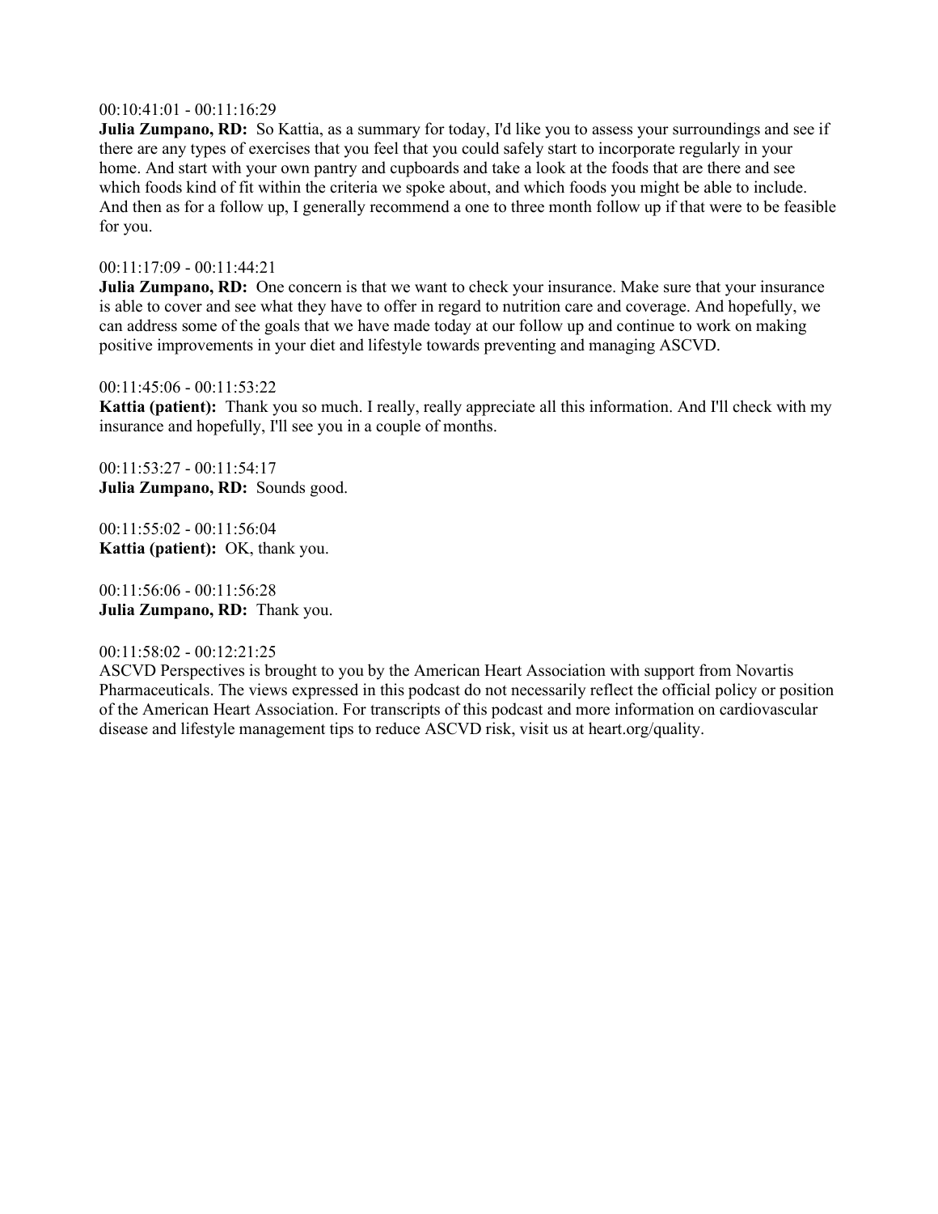00:10:41:01 - 00:11:16:29

**Julia Zumpano, RD:** So Kattia, as a summary for today, I'd like you to assess your surroundings and see if there are any types of exercises that you feel that you could safely start to incorporate regularly in your home. And start with your own pantry and cupboards and take a look at the foods that are there and see which foods kind of fit within the criteria we spoke about, and which foods you might be able to include. And then as for a follow up, I generally recommend a one to three month follow up if that were to be feasible for you.

00:11:17:09 - 00:11:44:21

**Julia Zumpano, RD:** One concern is that we want to check your insurance. Make sure that your insurance is able to cover and see what they have to offer in regard to nutrition care and coverage. And hopefully, we can address some of the goals that we have made today at our follow up and continue to work on making positive improvements in your diet and lifestyle towards preventing and managing ASCVD.

00:11:45:06 - 00:11:53:22

**Kattia (patient):** Thank you so much. I really, really appreciate all this information. And I'll check with my insurance and hopefully, I'll see you in a couple of months.

00:11:53:27 - 00:11:54:17

**Julia Zumpano, RD:** Sounds good.

00:11:55:02 - 00:11:56:04

**Kattia (patient):** OK, thank you.

00:11:56:06 - 00:11:56:28

**Julia Zumpano, RD:** Thank you.

00:11:58:02 - 00:12:21:25

ASCVD Perspectives is brought to you by the American Heart Association with support from Novartis Pharmaceuticals. The views expressed in this podcast do not necessarily reflect the official policy or position of the American Heart Association. For transcripts of this podcast and more information on cardiovascular disease and lifestyle management tips to reduce ASCVD risk, visit us at heart.org/quality.